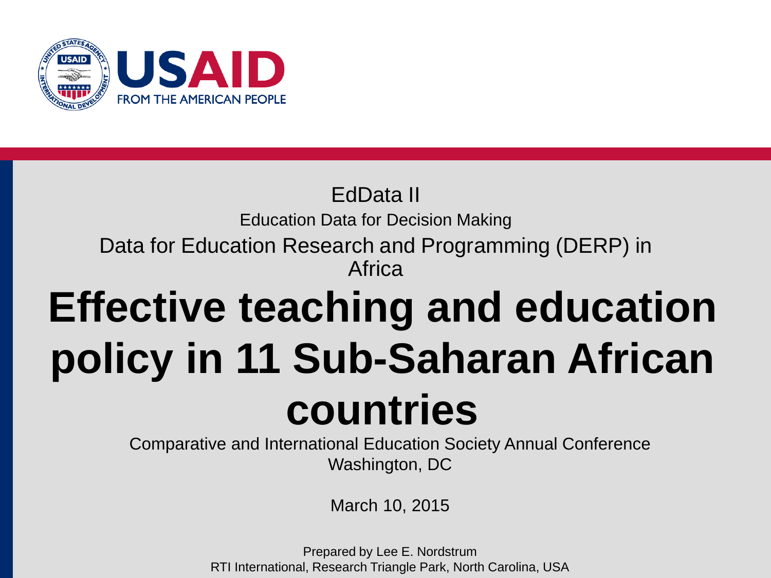USAID
FROM THE AMERICAN PEOPLE

EdData II

Education Data for Decision Making

Data for Education Research and Programming (DERP) in Africa

# Effective teaching and education policy in 11 Sub-Saharan African countries

Comparative and International Education Society Annual Conference
Washington, DC

March 10, 2015

Prepared by Lee E. Nordstrum
RTI International, Research Triangle Park, North Carolina, USA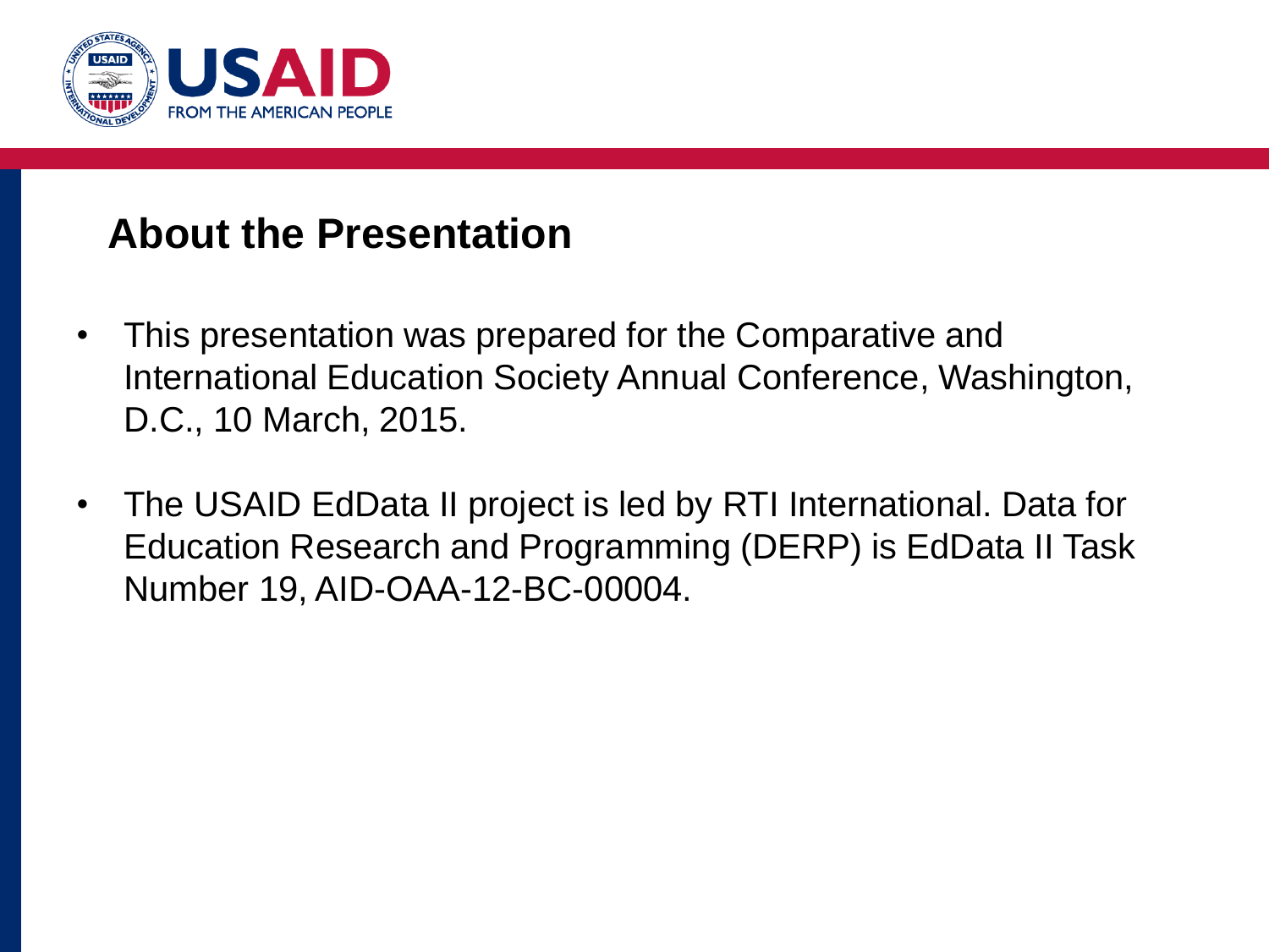## About the Presentation

- This presentation was prepared for the Comparative and International Education Society Annual Conference, Washington, D.C., 10 March, 2015.
- The USAID EdData II project is led by RTI International. Data for Education Research and Programming (DERP) is EdData II Task Number 19, AID-OAA-12-BC-00004.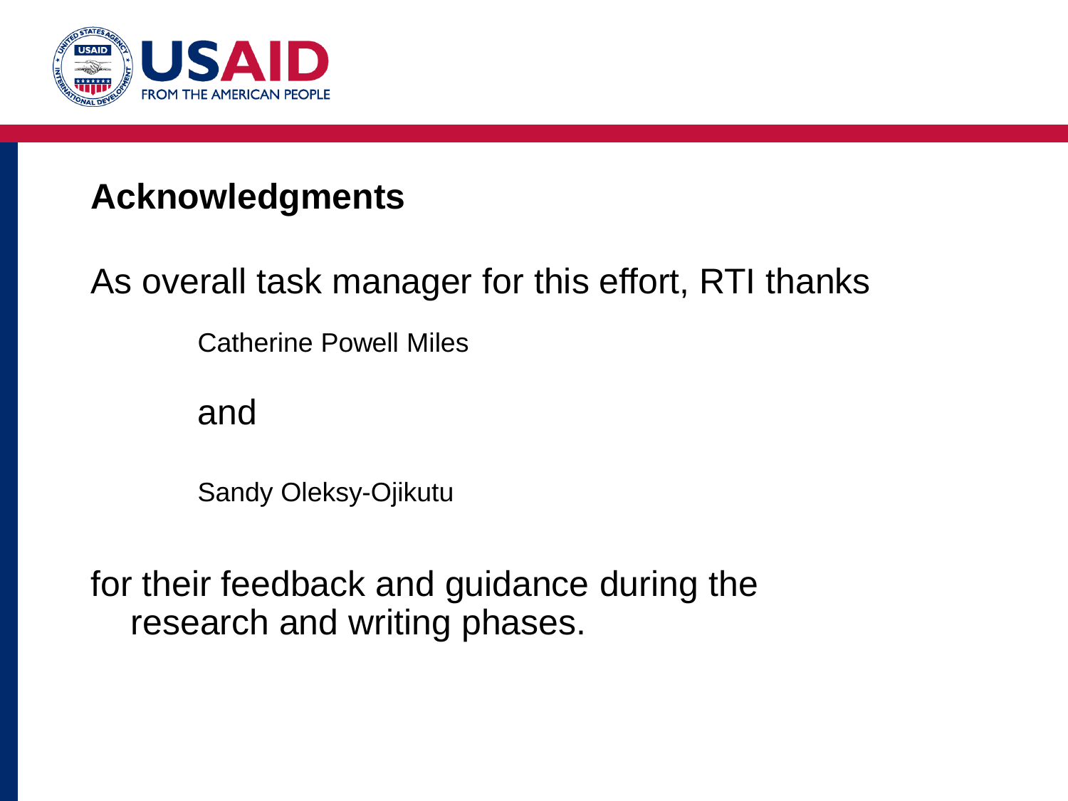## Acknowledgments

As overall task manager for this effort, RTI thanks

Catherine Powell Miles

and

Sandy Oleksy-Ojikutu

for their feedback and guidance during the research and writing phases.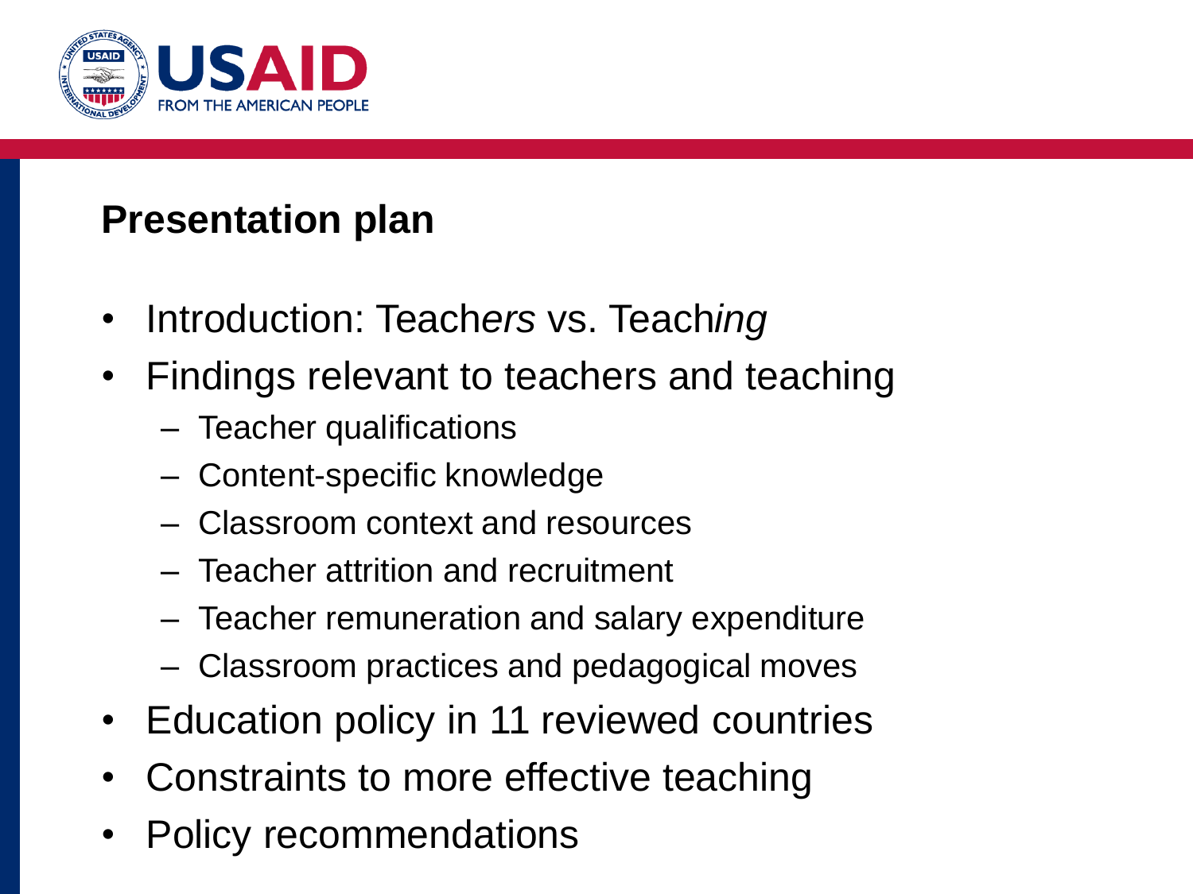## Presentation plan

- Introduction: Teach*ers* vs. Teach*ing*
- Findings relevant to teachers and teaching
  - Teacher qualifications
  - Content-specific knowledge
  - Classroom context and resources
  - Teacher attrition and recruitment
  - Teacher remuneration and salary expenditure
  - Classroom practices and pedagogical moves
- Education policy in 11 reviewed countries
- Constraints to more effective teaching
- Policy recommendations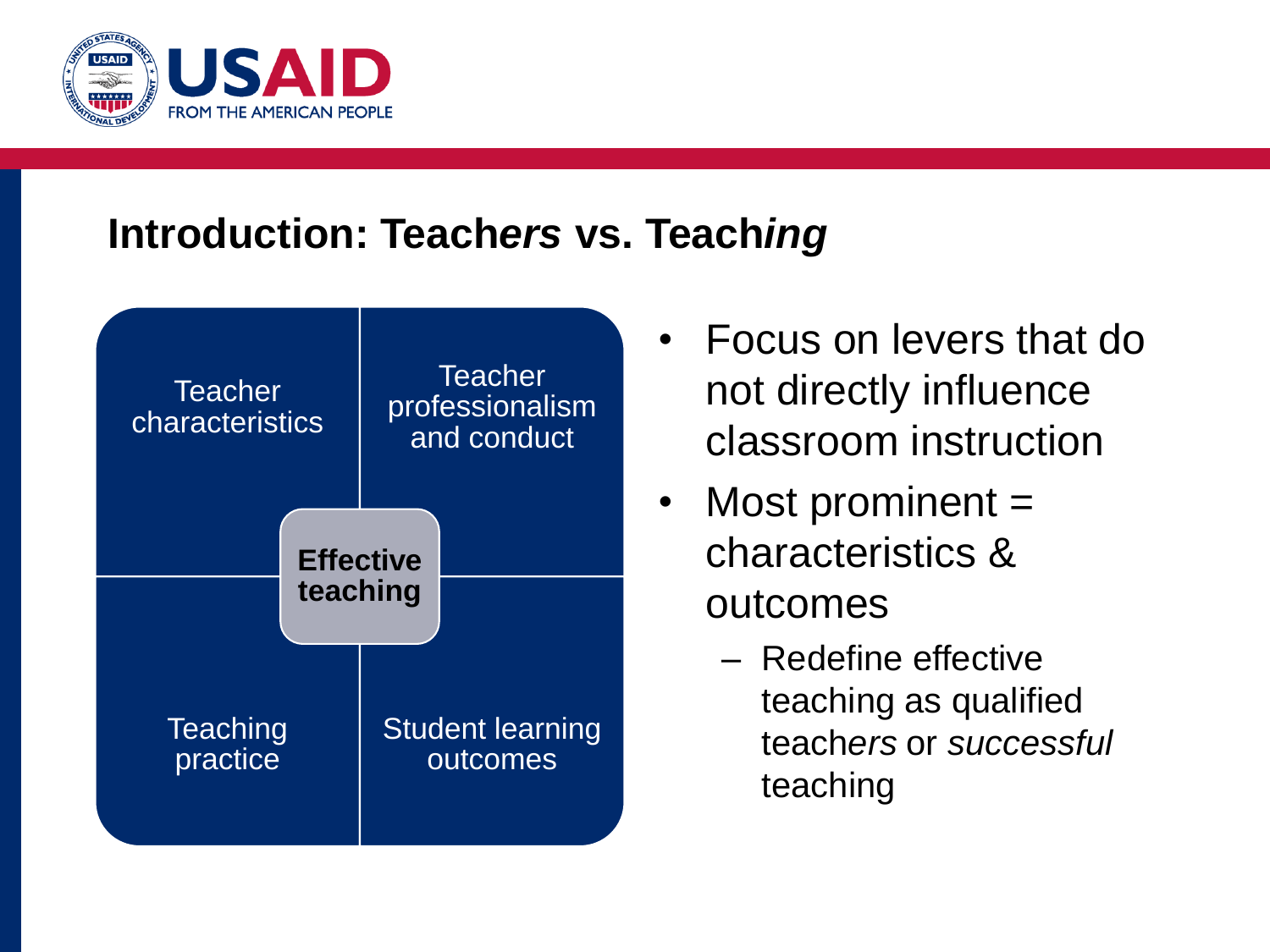## Introduction: Teach*ers* vs. Teach*ing*

Teacher characteristics

Teacher professionalism and conduct

**Effective teaching**

Teaching practice

Student learning outcomes

- Focus on levers that do not directly influence classroom instruction
- Most prominent = characteristics & outcomes
  - Redefine effective teaching as qualified teach*ers* or *successful* teaching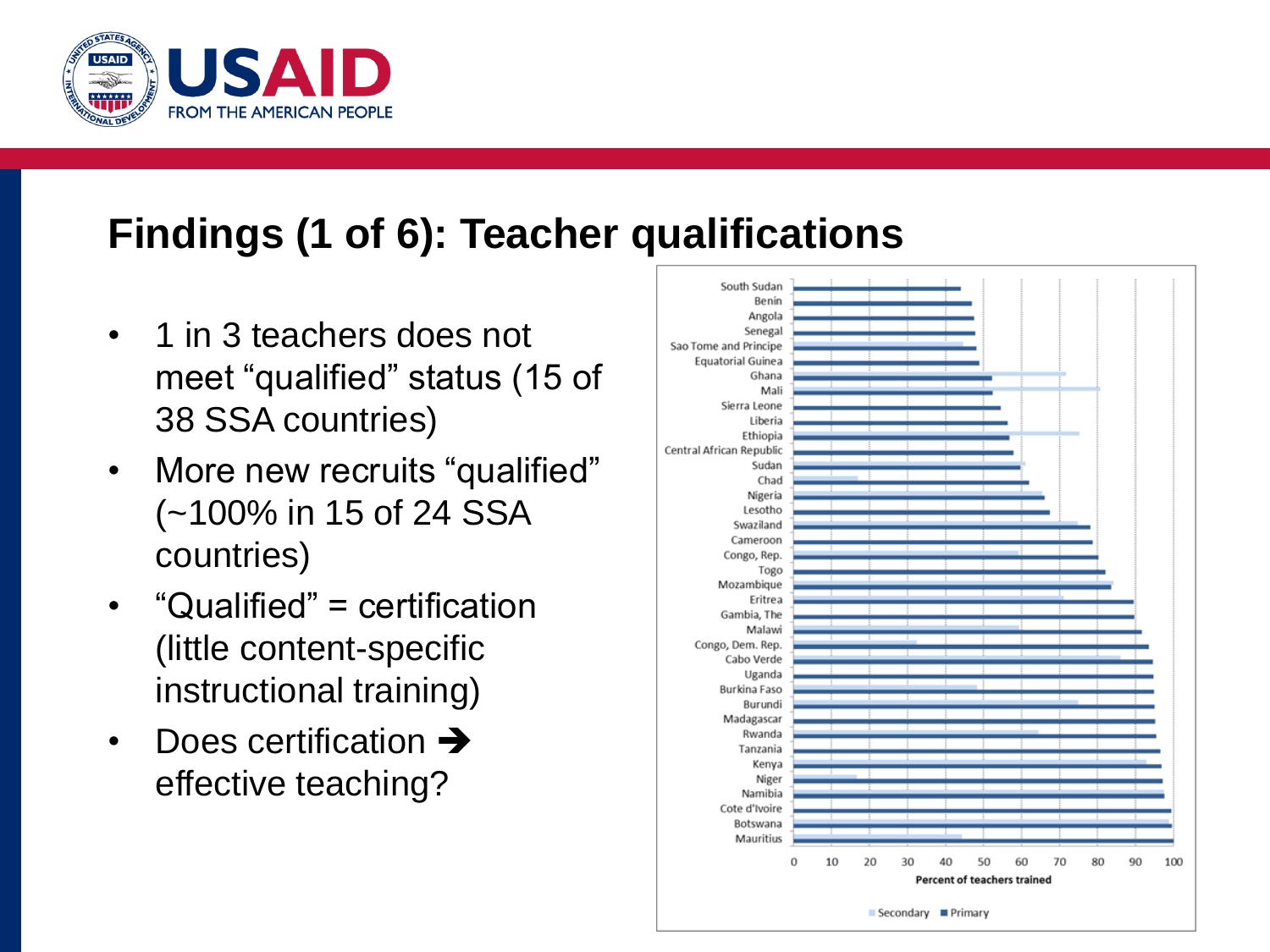# Findings (1 of 6): Teacher qualifications

- 1 in 3 teachers does not meet "qualified" status (15 of 38 SSA countries)
- More new recruits "qualified" (~100% in 15 of 24 SSA countries)
- "Qualified" = certification (little content-specific instructional training)
- Does certification ➔ effective teaching?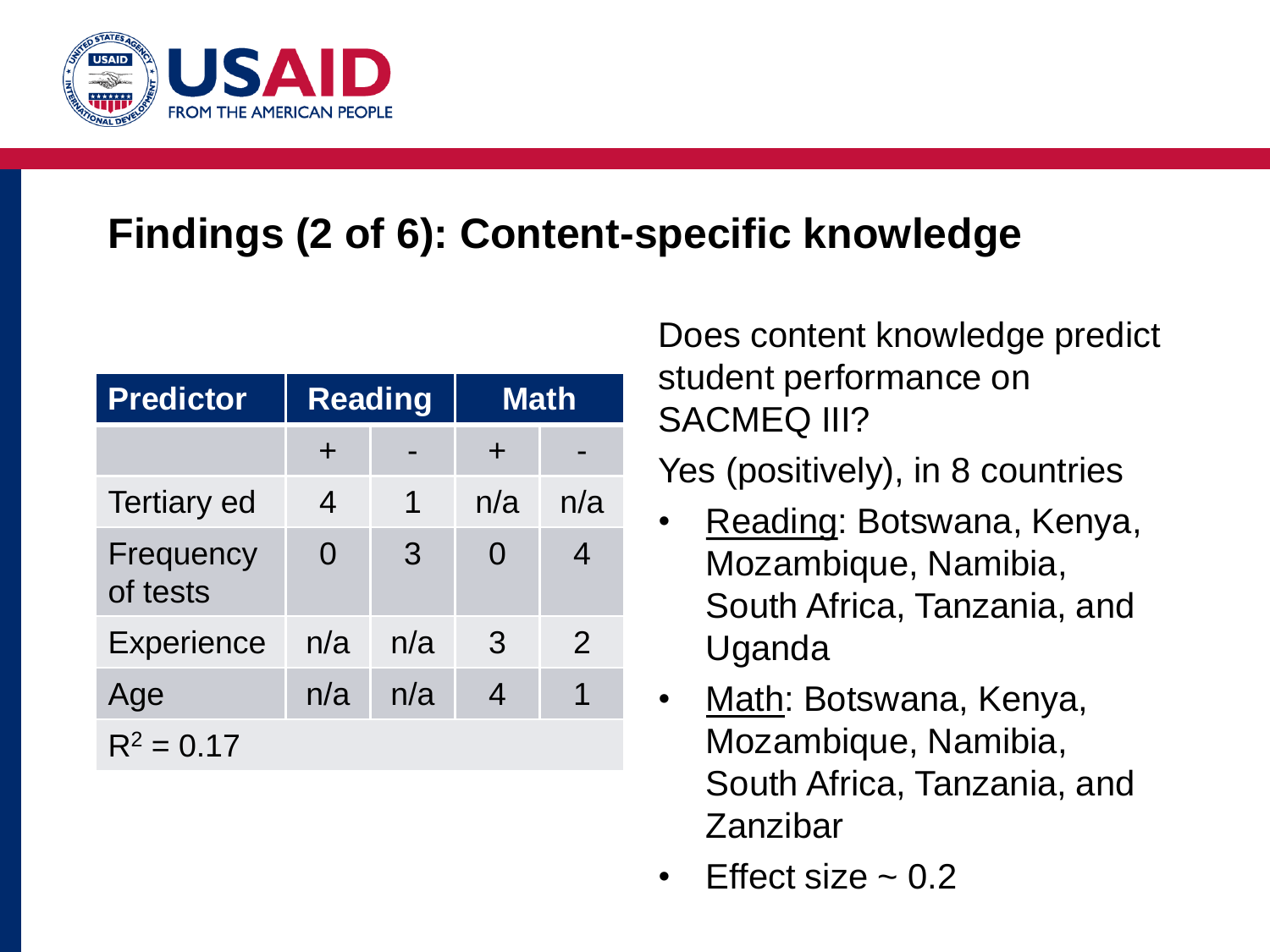## Findings (2 of 6): Content-specific knowledge

| Predictor | Reading | | Math | |
|---|---|---|---|---|
| | + | - | + | - |
| Tertiary ed | 4 | 1 | n/a | n/a |
| Frequency of tests | 0 | 3 | 0 | 4 |
| Experience | n/a | n/a | 3 | 2 |
| Age | n/a | n/a | 4 | 1 |
| $R^2 = 0.17$ | | | | |

Does content knowledge predict student performance on SACMEQ III?

Yes (positively), in 8 countries

- Reading: Botswana, Kenya, Mozambique, Namibia, South Africa, Tanzania, and Uganda
- Math: Botswana, Kenya, Mozambique, Namibia, South Africa, Tanzania, and Zanzibar
- Effect size ~ 0.2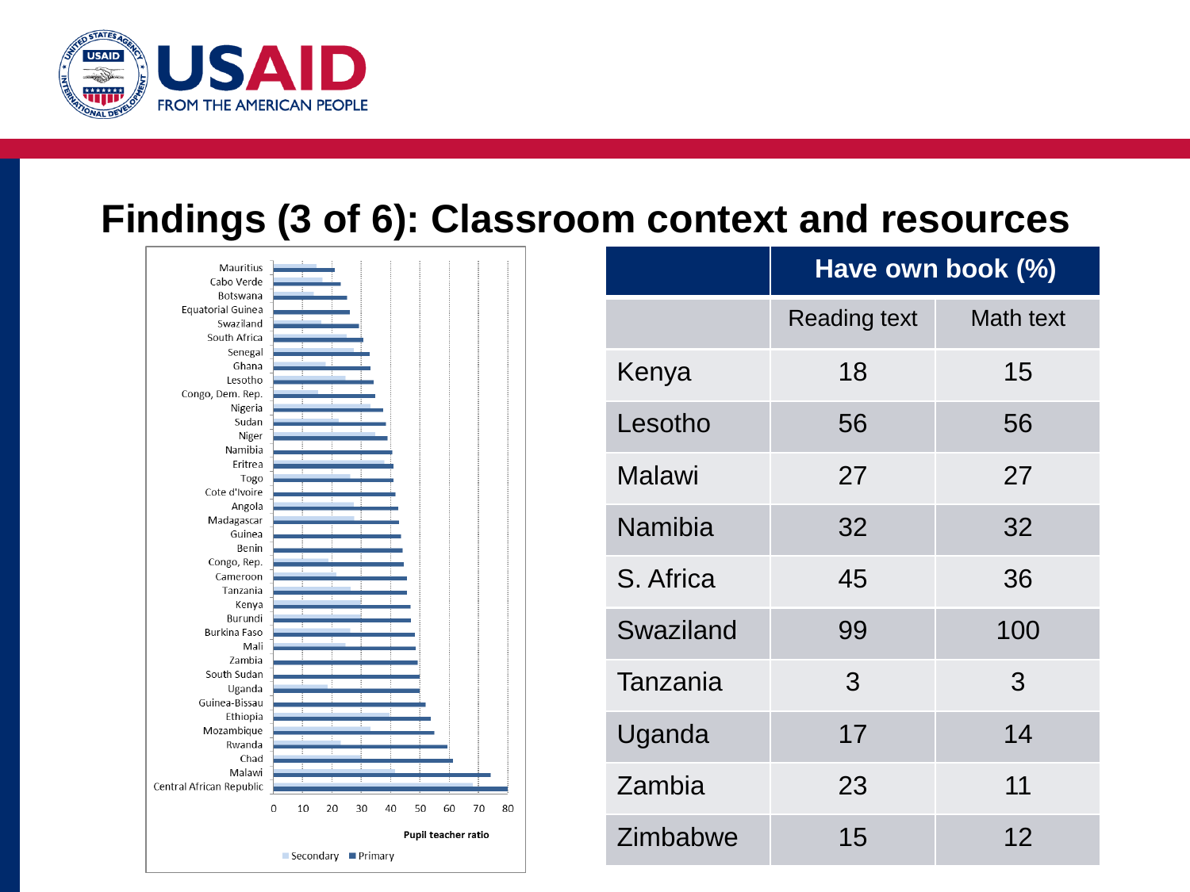# Findings (3 of 6): Classroom context and resources

Mauritius
Cabo Verde
Botswana
Equatorial Guinea
Swaziland
South Africa
Senegal
Ghana
Lesotho
Congo, Dem. Rep.
Nigeria
Sudan
Niger
Namibia
Eritrea
Togo
Cote d'Ivoire
Angola
Madagascar
Guinea
Benin
Congo, Rep.
Cameroon
Tanzania
Kenya
Burundi
Burkina Faso
Mali
Zambia
South Sudan
Uganda
Guinea-Bissau
Ethiopia
Mozambique
Rwanda
Chad
Malawi
Central African Republic

0 10 20 30 40 50 60 70 80

Pupil teacher ratio

Secondary  Primary

| | Have own book (%) | |
|---|---|---|
| | Reading text | Math text |
| Kenya | 18 | 15 |
| Lesotho | 56 | 56 |
| Malawi | 27 | 27 |
| Namibia | 32 | 32 |
| S. Africa | 45 | 36 |
| Swaziland | 99 | 100 |
| Tanzania | 3 | 3 |
| Uganda | 17 | 14 |
| Zambia | 23 | 11 |
| Zimbabwe | 15 | 12 |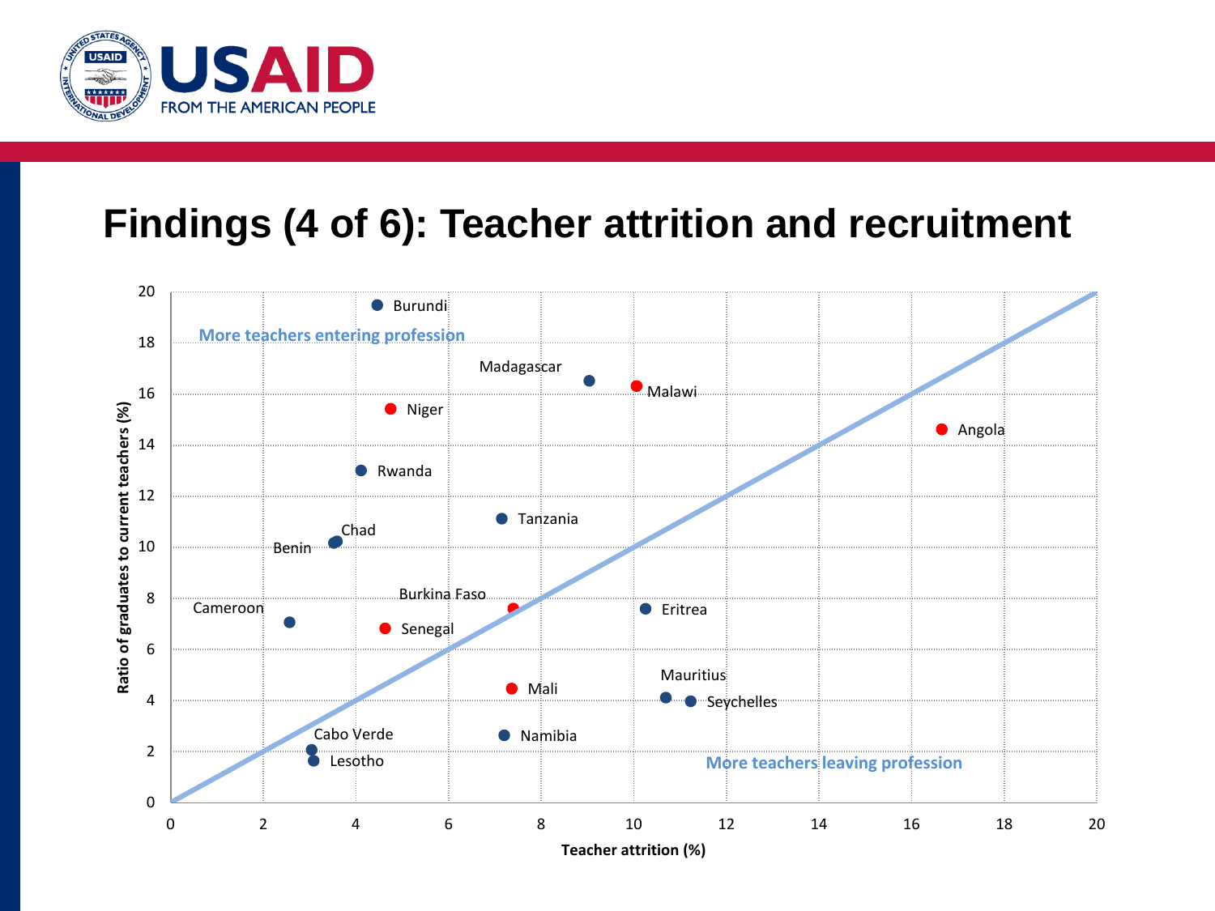# Findings (4 of 6): Teacher attrition and recruitment

More teachers entering profession

More teachers leaving profession

Ratio of graduates to current teachers (%)

Teacher attrition (%)

Burundi, Madagascar, Malawi, Niger, Angola, Rwanda, Tanzania, Chad, Benin, Burkina Faso, Eritrea, Cameroon, Senegal, Mauritius, Mali, Seychelles, Cabo Verde, Namibia, Lesotho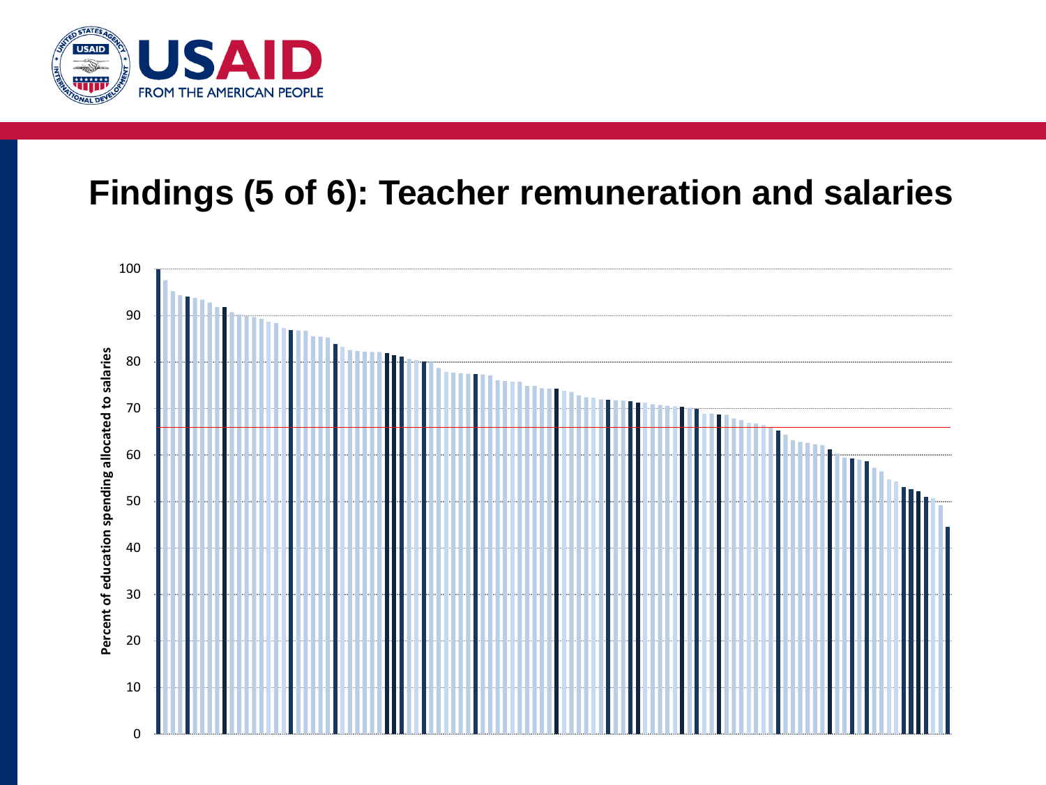# Findings (5 of 6): Teacher remuneration and salaries

Percent of education spending allocated to salaries

100
90
80
70
60
50
40
30
20
10
0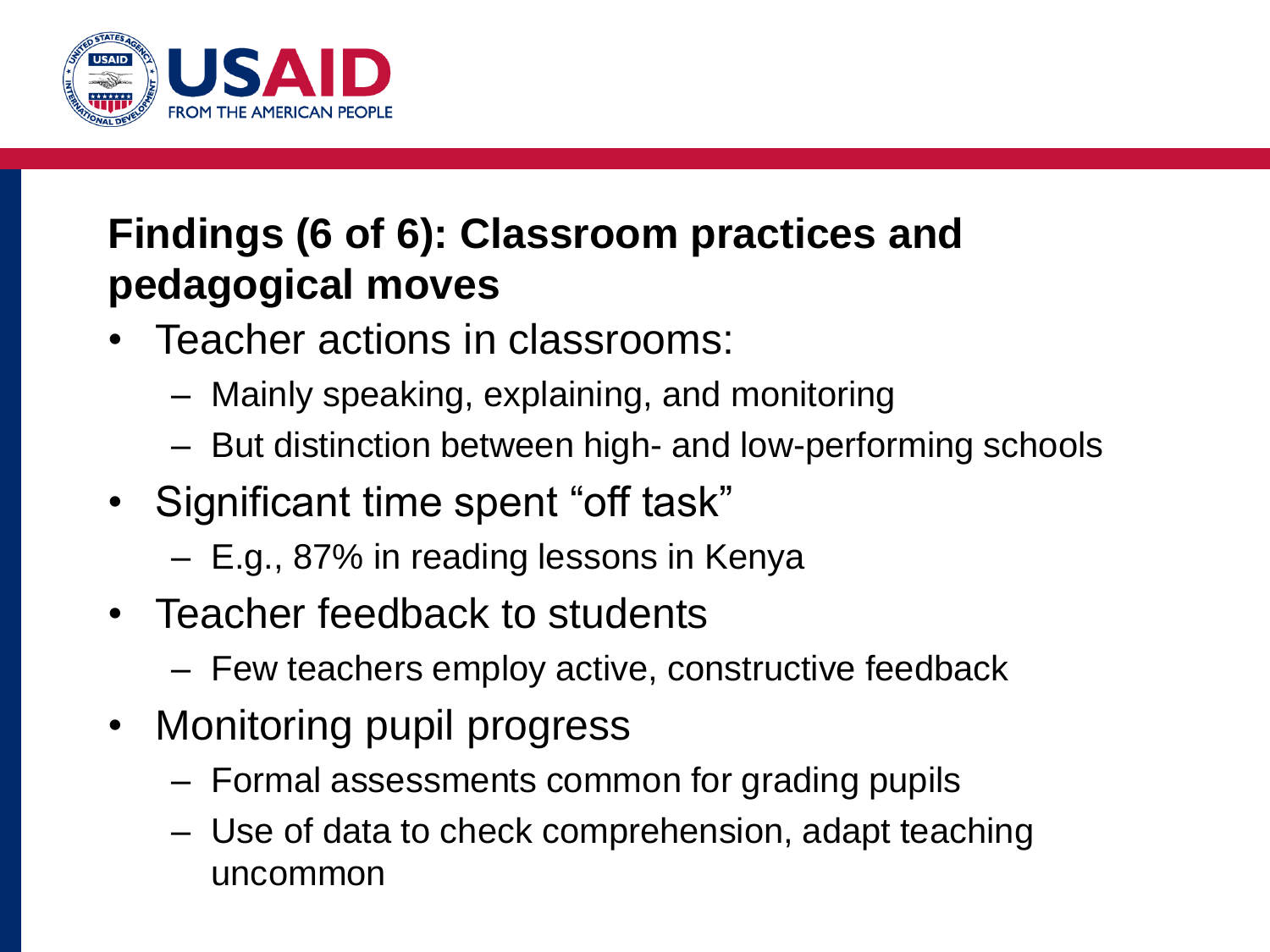## Findings (6 of 6): Classroom practices and pedagogical moves

- Teacher actions in classrooms:
  - Mainly speaking, explaining, and monitoring
  - But distinction between high- and low-performing schools
- Significant time spent "off task"
  - E.g., 87% in reading lessons in Kenya
- Teacher feedback to students
  - Few teachers employ active, constructive feedback
- Monitoring pupil progress
  - Formal assessments common for grading pupils
  - Use of data to check comprehension, adapt teaching uncommon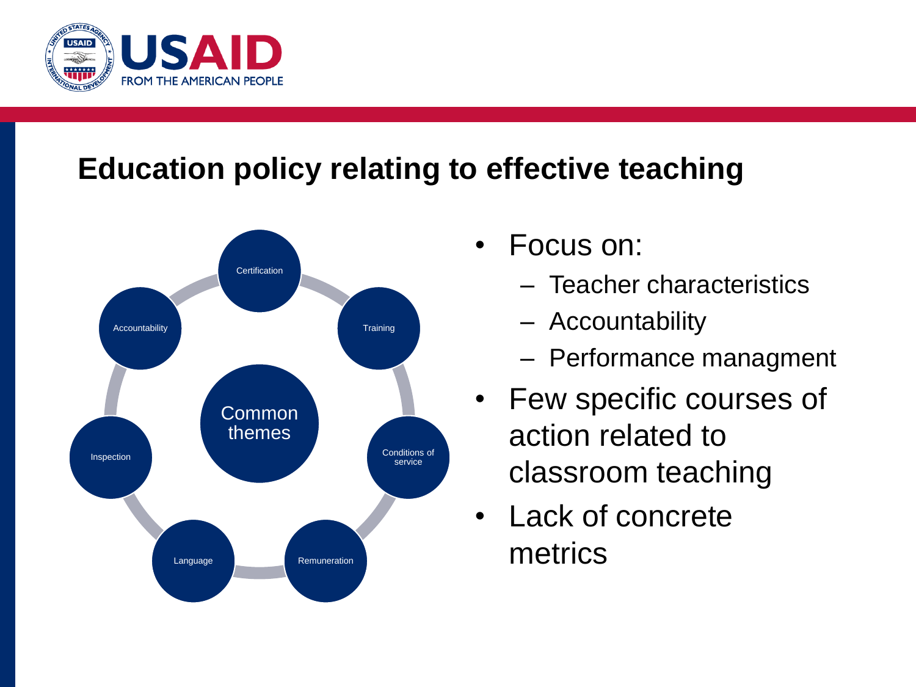# Education policy relating to effective teaching

Common themes

- Certification
- Training
- Conditions of service
- Remuneration
- Language
- Inspection
- Accountability

- Focus on:
  - Teacher characteristics
  - Accountability
  - Performance managment
- Few specific courses of action related to classroom teaching
- Lack of concrete metrics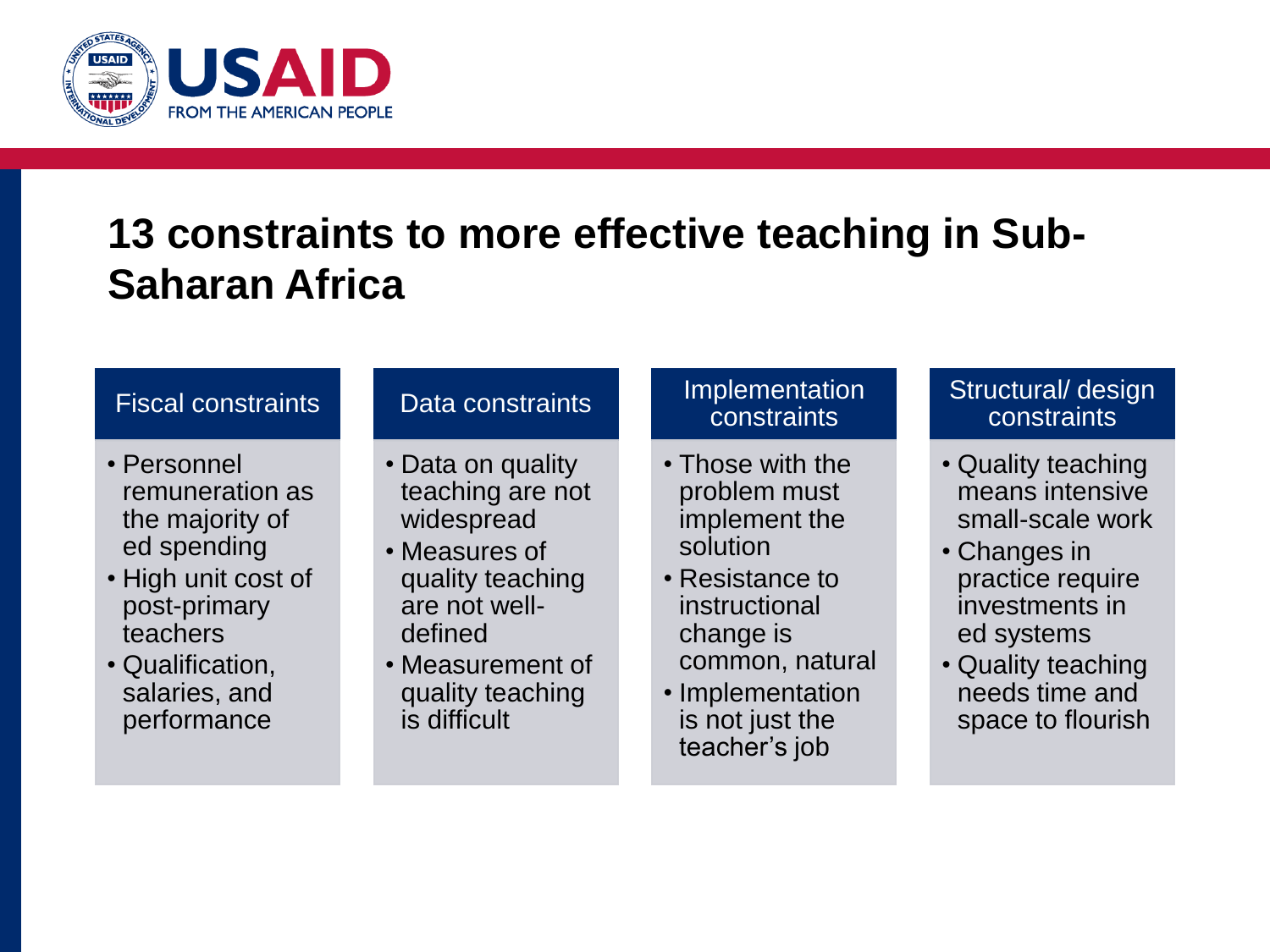# 13 constraints to more effective teaching in Sub-Saharan Africa

### Fiscal constraints

- Personnel remuneration as the majority of ed spending
- High unit cost of post-primary teachers
- Qualification, salaries, and performance

### Data constraints

- Data on quality teaching are not widespread
- Measures of quality teaching are not well-defined
- Measurement of quality teaching is difficult

### Implementation constraints

- Those with the problem must implement the solution
- Resistance to instructional change is common, natural
- Implementation is not just the teacher's job

### Structural/ design constraints

- Quality teaching means intensive small-scale work
- Changes in practice require investments in ed systems
- Quality teaching needs time and space to flourish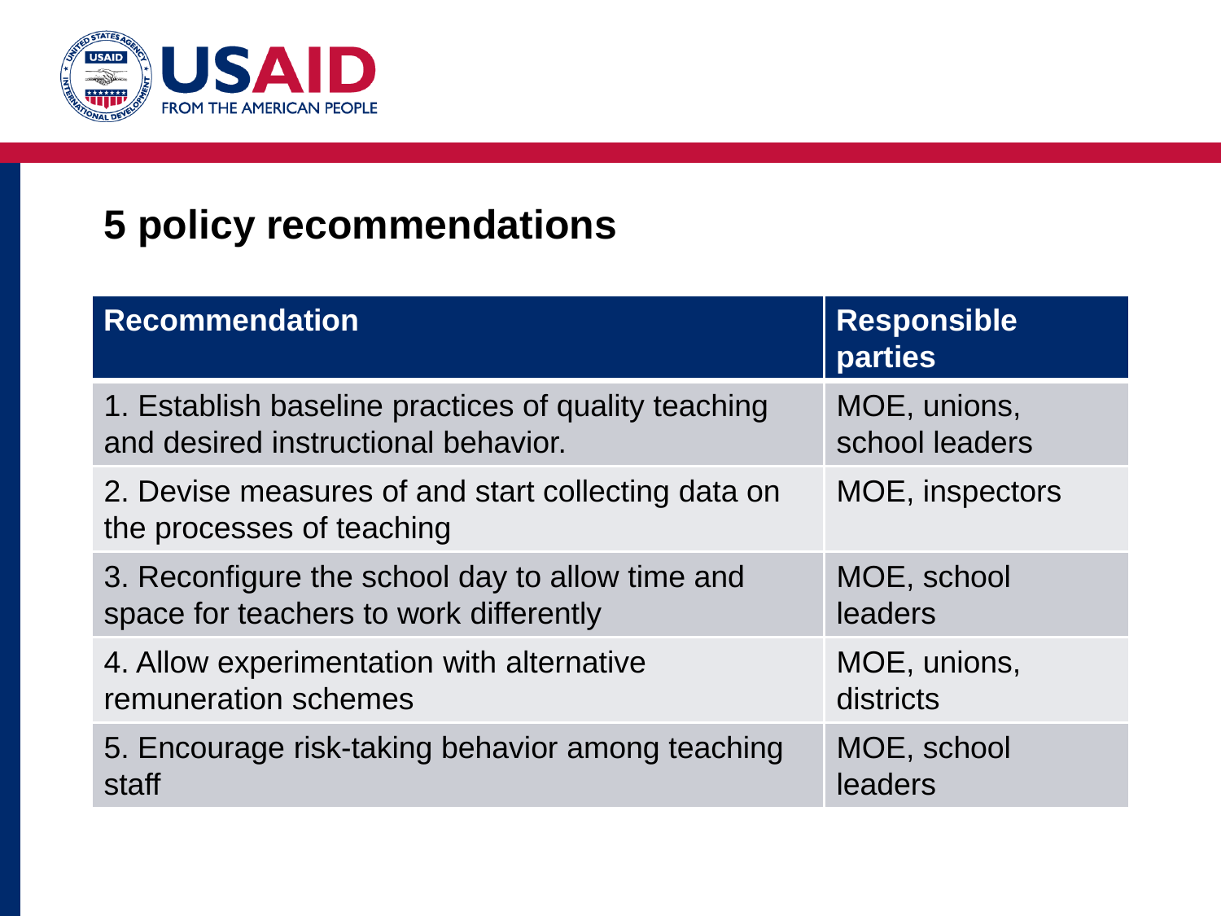# 5 policy recommendations

| Recommendation | Responsible parties |
| --- | --- |
| 1. Establish baseline practices of quality teaching and desired instructional behavior. | MOE, unions, school leaders |
| 2. Devise measures of and start collecting data on the processes of teaching | MOE, inspectors |
| 3. Reconfigure the school day to allow time and space for teachers to work differently | MOE, school leaders |
| 4. Allow experimentation with alternative remuneration schemes | MOE, unions, districts |
| 5. Encourage risk-taking behavior among teaching staff | MOE, school leaders |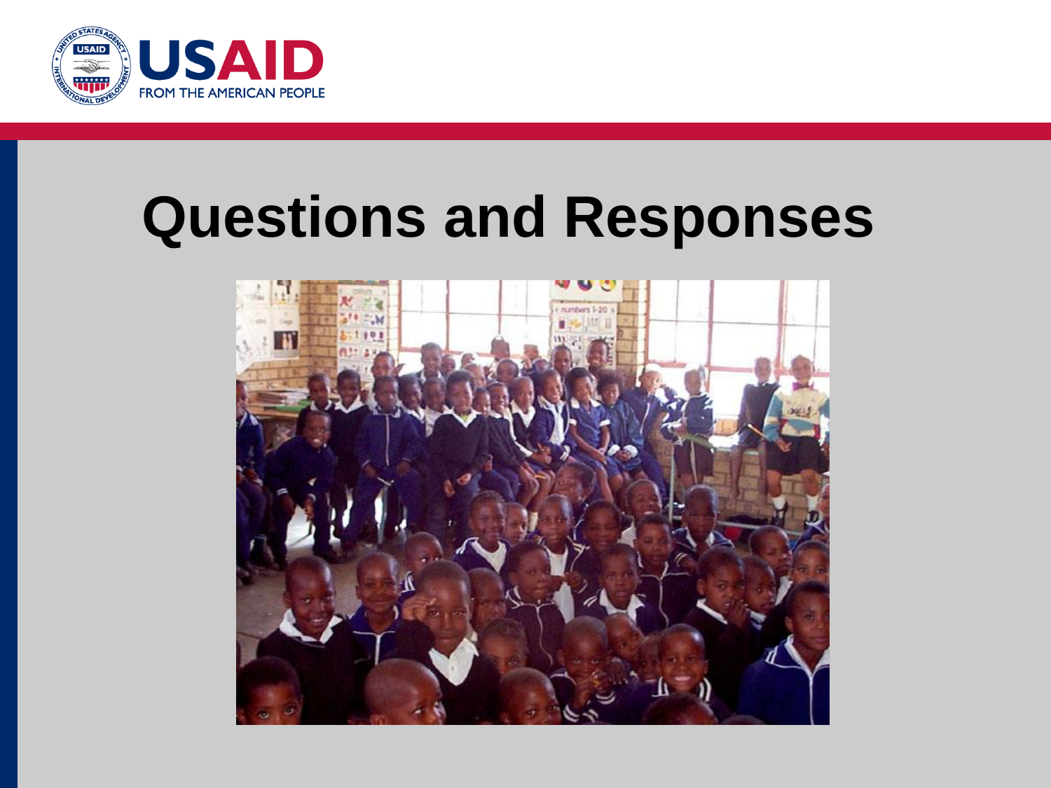# Questions and Responses